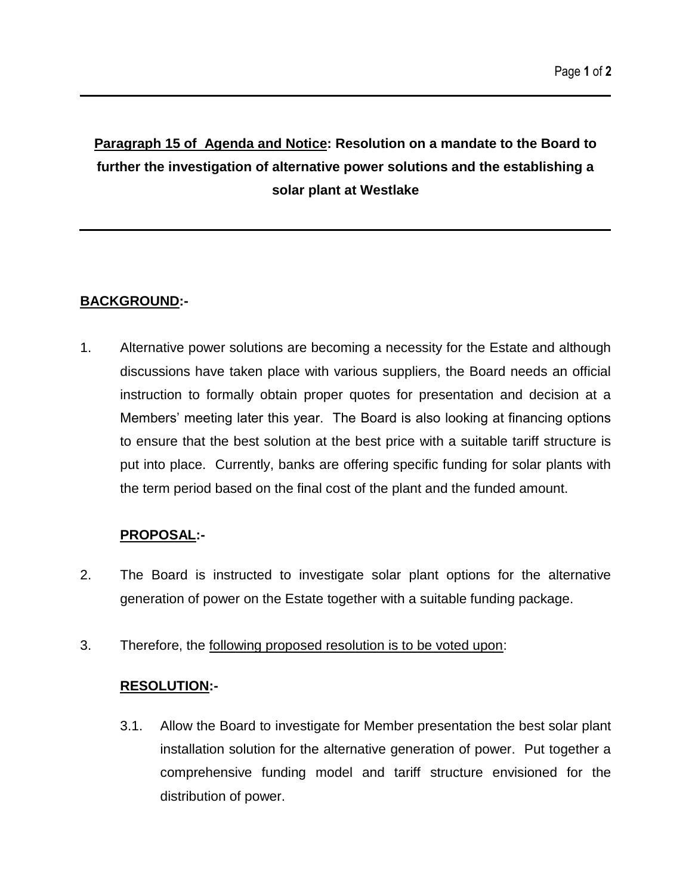**Paragraph 15 of Agenda and Notice: Resolution on a mandate to the Board to further the investigation of alternative power solutions and the establishing a solar plant at Westlake**

**BACKGROUND:-**

1. Alternative power solutions are becoming a necessity for the Estate and although discussions have taken place with various suppliers, the Board needs an official instruction to formally obtain proper quotes for presentation and decision at a Members' meeting later this year. The Board is also looking at financing options to ensure that the best solution at the best price with a suitable tariff structure is put into place. Currently, banks are offering specific funding for solar plants with the term period based on the final cost of the plant and the funded amount.

**PROPOSAL:-**

2. The Board is instructed to investigate solar plant options for the alternative generation of power on the Estate together with a suitable funding package.

3. Therefore, the following proposed resolution is to be voted upon:

**RESOLUTION:-**

3.1. Allow the Board to investigate for Member presentation the best solar plant installation solution for the alternative generation of power. Put together a comprehensive funding model and tariff structure envisioned for the distribution of power.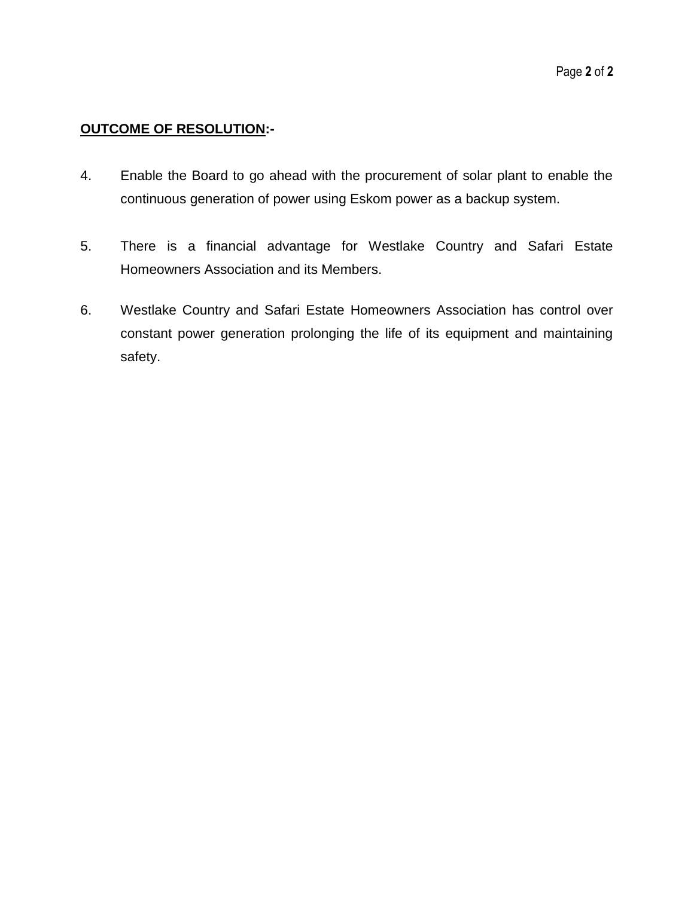**OUTCOME OF RESOLUTION:-**

4. Enable the Board to go ahead with the procurement of solar plant to enable the continuous generation of power using Eskom power as a backup system.

5. There is a financial advantage for Westlake Country and Safari Estate Homeowners Association and its Members.

6. Westlake Country and Safari Estate Homeowners Association has control over constant power generation prolonging the life of its equipment and maintaining safety.